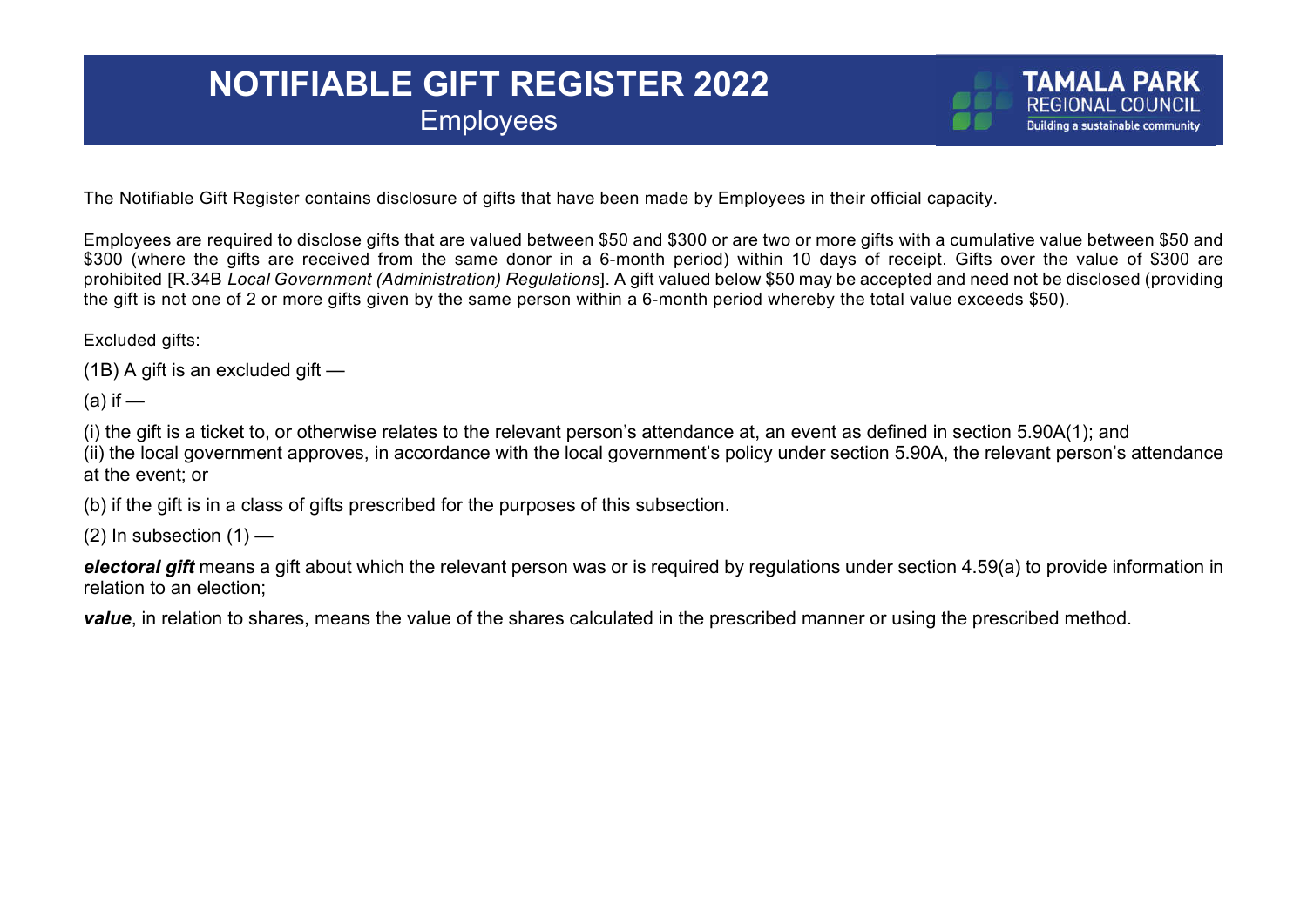# NOTIFIABLE GIFT REGISTER 2022

## Employees

The Notifiable Gift Register contains disclosure of gifts that have been made by Employees in their official capacity.

Employees are required to disclose gifts that are valued between $50 and $300 or are two or more gifts with a cumulative value between $50 and $300 (where the gifts are received from the same donor in a 6-month period) within 10 days of receipt. Gifts over the value of $300 are prohibited [R.34B *Local Government (Administration) Regulations*]. A gift valued below $50 may be accepted and need not be disclosed (providing the gift is not one of 2 or more gifts given by the same person within a 6-month period whereby the total value exceeds $50).

Excluded gifts:

(1B) A gift is an excluded gift —

(a) if —

(i) the gift is a ticket to, or otherwise relates to the relevant person's attendance at, an event as defined in section 5.90A(1); and
(ii) the local government approves, in accordance with the local government's policy under section 5.90A, the relevant person's attendance at the event; or

(b) if the gift is in a class of gifts prescribed for the purposes of this subsection.

(2) In subsection (1) —

***electoral gift*** means a gift about which the relevant person was or is required by regulations under section 4.59(a) to provide information in relation to an election;

***value***, in relation to shares, means the value of the shares calculated in the prescribed manner or using the prescribed method.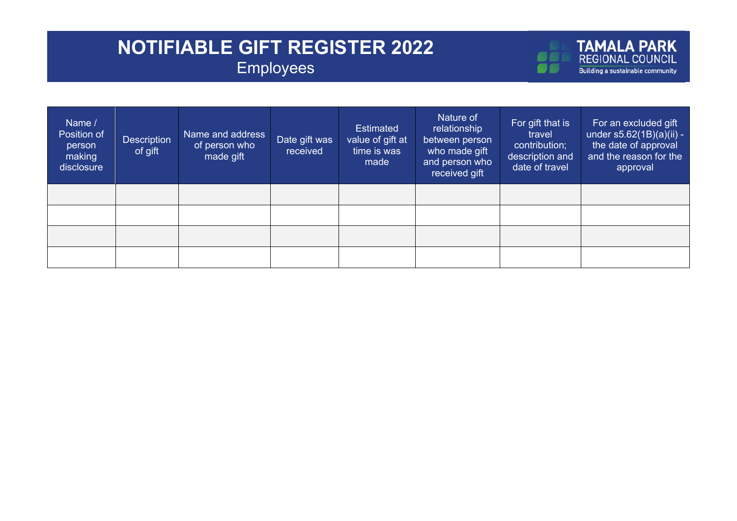# NOTIFIABLE GIFT REGISTER 2022

## Employees

TAMALA PARK REGIONAL COUNCIL
Building a sustainable community

| Name / Position of person making disclosure | Description of gift | Name and address of person who made gift | Date gift was received | Estimated value of gift at time is was made | Nature of relationship between person who made gift and person who received gift | For gift that is travel contribution; description and date of travel | For an excluded gift under s5.62(1B)(a)(ii) - the date of approval and the reason for the approval |
|---|---|---|---|---|---|---|---|
| | | | | | | | |
| | | | | | | | |
| | | | | | | | |
| | | | | | | | |